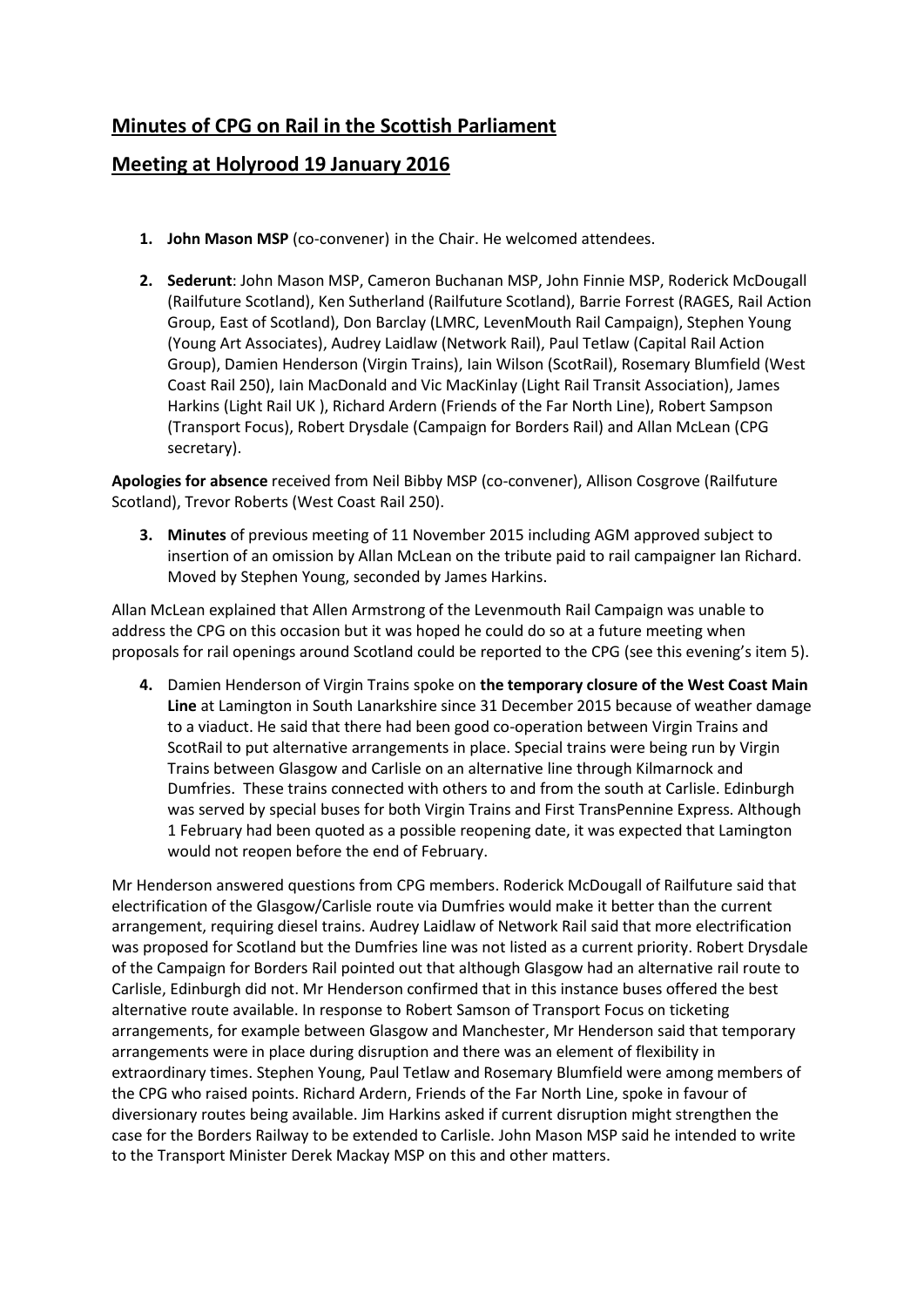# Minutes of CPG on Rail in the Scottish Parliament

## Meeting at Holyrood 19 January 2016

1. **John Mason MSP** (co-convener) in the Chair. He welcomed attendees.

2. **Sederunt**: John Mason MSP, Cameron Buchanan MSP, John Finnie MSP, Roderick McDougall (Railfuture Scotland), Ken Sutherland (Railfuture Scotland), Barrie Forrest (RAGES, Rail Action Group, East of Scotland), Don Barclay (LMRC, LevenMouth Rail Campaign), Stephen Young (Young Art Associates), Audrey Laidlaw (Network Rail), Paul Tetlaw (Capital Rail Action Group), Damien Henderson (Virgin Trains), Iain Wilson (ScotRail), Rosemary Blumfield (West Coast Rail 250), Iain MacDonald and Vic MacKinlay (Light Rail Transit Association), James Harkins (Light Rail UK ), Richard Ardern (Friends of the Far North Line), Robert Sampson (Transport Focus), Robert Drysdale (Campaign for Borders Rail) and Allan McLean (CPG secretary).

**Apologies for absence** received from Neil Bibby MSP (co-convener), Allison Cosgrove (Railfuture Scotland), Trevor Roberts (West Coast Rail 250).

3. **Minutes** of previous meeting of 11 November 2015 including AGM approved subject to insertion of an omission by Allan McLean on the tribute paid to rail campaigner Ian Richard. Moved by Stephen Young, seconded by James Harkins.

Allan McLean explained that Allen Armstrong of the Levenmouth Rail Campaign was unable to address the CPG on this occasion but it was hoped he could do so at a future meeting when proposals for rail openings around Scotland could be reported to the CPG (see this evening's item 5).

4. Damien Henderson of Virgin Trains spoke on **the temporary closure of the West Coast Main Line** at Lamington in South Lanarkshire since 31 December 2015 because of weather damage to a viaduct. He said that there had been good co-operation between Virgin Trains and ScotRail to put alternative arrangements in place. Special trains were being run by Virgin Trains between Glasgow and Carlisle on an alternative line through Kilmarnock and Dumfries. These trains connected with others to and from the south at Carlisle. Edinburgh was served by special buses for both Virgin Trains and First TransPennine Express. Although 1 February had been quoted as a possible reopening date, it was expected that Lamington would not reopen before the end of February.

Mr Henderson answered questions from CPG members. Roderick McDougall of Railfuture said that electrification of the Glasgow/Carlisle route via Dumfries would make it better than the current arrangement, requiring diesel trains. Audrey Laidlaw of Network Rail said that more electrification was proposed for Scotland but the Dumfries line was not listed as a current priority. Robert Drysdale of the Campaign for Borders Rail pointed out that although Glasgow had an alternative rail route to Carlisle, Edinburgh did not. Mr Henderson confirmed that in this instance buses offered the best alternative route available. In response to Robert Samson of Transport Focus on ticketing arrangements, for example between Glasgow and Manchester, Mr Henderson said that temporary arrangements were in place during disruption and there was an element of flexibility in extraordinary times. Stephen Young, Paul Tetlaw and Rosemary Blumfield were among members of the CPG who raised points. Richard Ardern, Friends of the Far North Line, spoke in favour of diversionary routes being available. Jim Harkins asked if current disruption might strengthen the case for the Borders Railway to be extended to Carlisle. John Mason MSP said he intended to write to the Transport Minister Derek Mackay MSP on this and other matters.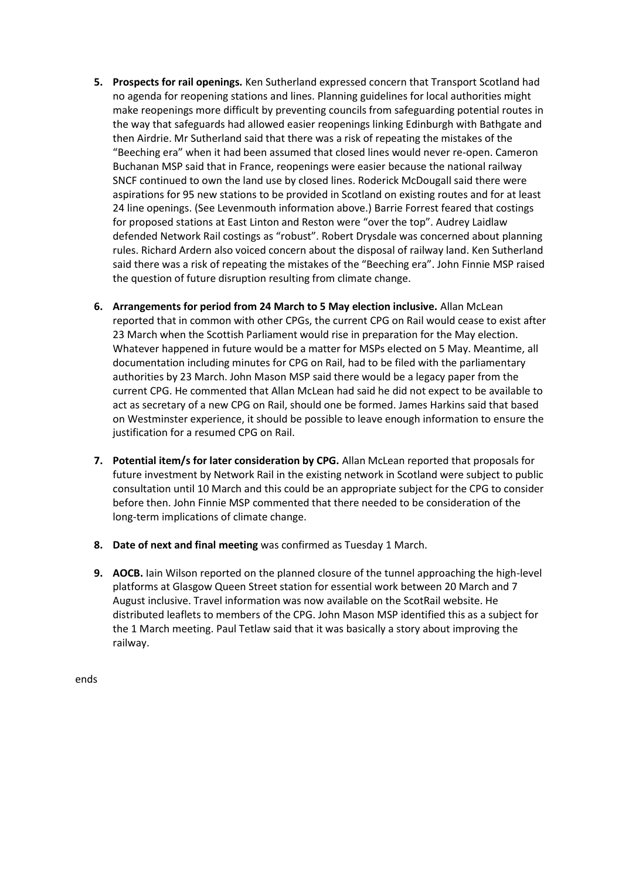5. **Prospects for rail openings.** Ken Sutherland expressed concern that Transport Scotland had no agenda for reopening stations and lines. Planning guidelines for local authorities might make reopenings more difficult by preventing councils from safeguarding potential routes in the way that safeguards had allowed easier reopenings linking Edinburgh with Bathgate and then Airdrie. Mr Sutherland said that there was a risk of repeating the mistakes of the "Beeching era" when it had been assumed that closed lines would never re-open. Cameron Buchanan MSP said that in France, reopenings were easier because the national railway SNCF continued to own the land use by closed lines. Roderick McDougall said there were aspirations for 95 new stations to be provided in Scotland on existing routes and for at least 24 line openings. (See Levenmouth information above.) Barrie Forrest feared that costings for proposed stations at East Linton and Reston were "over the top". Audrey Laidlaw defended Network Rail costings as "robust". Robert Drysdale was concerned about planning rules. Richard Ardern also voiced concern about the disposal of railway land. Ken Sutherland said there was a risk of repeating the mistakes of the "Beeching era". John Finnie MSP raised the question of future disruption resulting from climate change.

6. **Arrangements for period from 24 March to 5 May election inclusive.** Allan McLean reported that in common with other CPGs, the current CPG on Rail would cease to exist after 23 March when the Scottish Parliament would rise in preparation for the May election. Whatever happened in future would be a matter for MSPs elected on 5 May. Meantime, all documentation including minutes for CPG on Rail, had to be filed with the parliamentary authorities by 23 March. John Mason MSP said there would be a legacy paper from the current CPG. He commented that Allan McLean had said he did not expect to be available to act as secretary of a new CPG on Rail, should one be formed. James Harkins said that based on Westminster experience, it should be possible to leave enough information to ensure the justification for a resumed CPG on Rail.

7. **Potential item/s for later consideration by CPG.** Allan McLean reported that proposals for future investment by Network Rail in the existing network in Scotland were subject to public consultation until 10 March and this could be an appropriate subject for the CPG to consider before then. John Finnie MSP commented that there needed to be consideration of the long-term implications of climate change.

8. **Date of next and final meeting** was confirmed as Tuesday 1 March.

9. **AOCB.** Iain Wilson reported on the planned closure of the tunnel approaching the high-level platforms at Glasgow Queen Street station for essential work between 20 March and 7 August inclusive. Travel information was now available on the ScotRail website. He distributed leaflets to members of the CPG. John Mason MSP identified this as a subject for the 1 March meeting. Paul Tetlaw said that it was basically a story about improving the railway.

ends